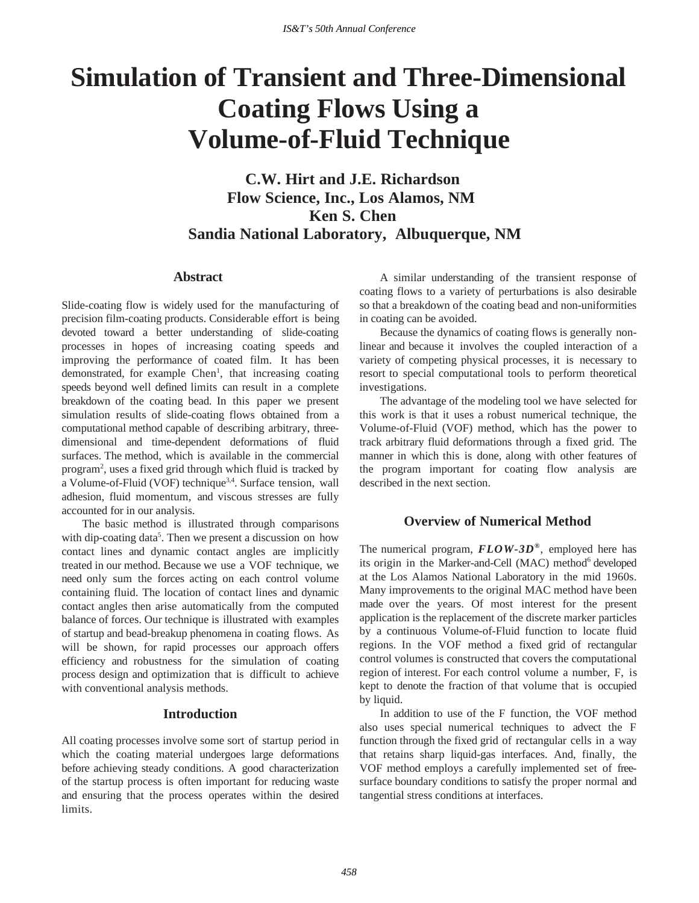# Simulation of Transient and Three-Dimensional Coating Flows Using a Volume-of-Fluid Technique

**C.W. Hirt and J.E. Richardson**
**Flow Science, Inc., Los Alamos, NM**
**Ken S. Chen**
**Sandia National Laboratory, Albuquerque, NM**

## Abstract

Slide-coating flow is widely used for the manufacturing of precision film-coating products. Considerable effort is being devoted toward a better understanding of slide-coating processes in hopes of increasing coating speeds and improving the performance of coated film. It has been demonstrated, for example Chen[1], that increasing coating speeds beyond well defined limits can result in a complete breakdown of the coating bead. In this paper we present simulation results of slide-coating flows obtained from a computational method capable of describing arbitrary, three-dimensional and time-dependent deformations of fluid surfaces. The method, which is available in the commercial program[2], uses a fixed grid through which fluid is tracked by a Volume-of-Fluid (VOF) technique[3,4]. Surface tension, wall adhesion, fluid momentum, and viscous stresses are fully accounted for in our analysis.

The basic method is illustrated through comparisons with dip-coating data[5]. Then we present a discussion on how contact lines and dynamic contact angles are implicitly treated in our method. Because we use a VOF technique, we need only sum the forces acting on each control volume containing fluid. The location of contact lines and dynamic contact angles then arise automatically from the computed balance of forces. Our technique is illustrated with examples of startup and bead-breakup phenomena in coating flows. As will be shown, for rapid processes our approach offers efficiency and robustness for the simulation of coating process design and optimization that is difficult to achieve with conventional analysis methods.

## Introduction

All coating processes involve some sort of startup period in which the coating material undergoes large deformations before achieving steady conditions. A good characterization of the startup process is often important for reducing waste and ensuring that the process operates within the desired limits.

A similar understanding of the transient response of coating flows to a variety of perturbations is also desirable so that a breakdown of the coating bead and non-uniformities in coating can be avoided.

Because the dynamics of coating flows is generally non-linear and because it involves the coupled interaction of a variety of competing physical processes, it is necessary to resort to special computational tools to perform theoretical investigations.

The advantage of the modeling tool we have selected for this work is that it uses a robust numerical technique, the Volume-of-Fluid (VOF) method, which has the power to track arbitrary fluid deformations through a fixed grid. The manner in which this is done, along with other features of the program important for coating flow analysis are described in the next section.

## Overview of Numerical Method

The numerical program, ***FLOW-3D®***, employed here has its origin in the Marker-and-Cell (MAC) method[6] developed at the Los Alamos National Laboratory in the mid 1960s. Many improvements to the original MAC method have been made over the years. Of most interest for the present application is the replacement of the discrete marker particles by a continuous Volume-of-Fluid function to locate fluid regions. In the VOF method a fixed grid of rectangular control volumes is constructed that covers the computational region of interest. For each control volume a number, F, is kept to denote the fraction of that volume that is occupied by liquid.

In addition to use of the F function, the VOF method also uses special numerical techniques to advect the F function through the fixed grid of rectangular cells in a way that retains sharp liquid-gas interfaces. And, finally, the VOF method employs a carefully implemented set of free-surface boundary conditions to satisfy the proper normal and tangential stress conditions at interfaces.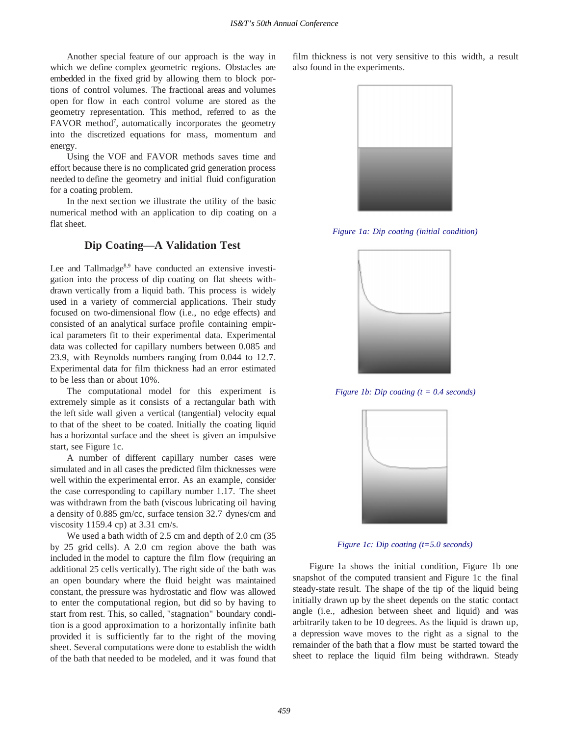Another special feature of our approach is the way in which we define complex geometric regions. Obstacles are embedded in the fixed grid by allowing them to block portions of control volumes. The fractional areas and volumes open for flow in each control volume are stored as the geometry representation. This method, referred to as the FAVOR method[7], automatically incorporates the geometry into the discretized equations for mass, momentum and energy.

Using the VOF and FAVOR methods saves time and effort because there is no complicated grid generation process needed to define the geometry and initial fluid configuration for a coating problem.

In the next section we illustrate the utility of the basic numerical method with an application to dip coating on a flat sheet.

## Dip Coating—A Validation Test

Lee and Tallmadge[8,9] have conducted an extensive investigation into the process of dip coating on flat sheets withdrawn vertically from a liquid bath. This process is widely used in a variety of commercial applications. Their study focused on two-dimensional flow (i.e., no edge effects) and consisted of an analytical surface profile containing empirical parameters fit to their experimental data. Experimental data was collected for capillary numbers between 0.085 and 23.9, with Reynolds numbers ranging from 0.044 to 12.7. Experimental data for film thickness had an error estimated to be less than or about 10%.

The computational model for this experiment is extremely simple as it consists of a rectangular bath with the left side wall given a vertical (tangential) velocity equal to that of the sheet to be coated. Initially the coating liquid has a horizontal surface and the sheet is given an impulsive start, see Figure 1c.

A number of different capillary number cases were simulated and in all cases the predicted film thicknesses were well within the experimental error. As an example, consider the case corresponding to capillary number 1.17. The sheet was withdrawn from the bath (viscous lubricating oil having a density of 0.885 gm/cc, surface tension 32.7 dynes/cm and viscosity 1159.4 cp) at 3.31 cm/s.

We used a bath width of 2.5 cm and depth of 2.0 cm (35 by 25 grid cells). A 2.0 cm region above the bath was included in the model to capture the film flow (requiring an additional 25 cells vertically). The right side of the bath was an open boundary where the fluid height was maintained constant, the pressure was hydrostatic and flow was allowed to enter the computational region, but did so by having to start from rest. This, so called, "stagnation" boundary condition is a good approximation to a horizontally infinite bath provided it is sufficiently far to the right of the moving sheet. Several computations were done to establish the width of the bath that needed to be modeled, and it was found that film thickness is not very sensitive to this width, a result also found in the experiments.

*Figure 1a: Dip coating (initial condition)*

*Figure 1b: Dip coating (t = 0.4 seconds)*

*Figure 1c: Dip coating (t=5.0 seconds)*

Figure 1a shows the initial condition, Figure 1b one snapshot of the computed transient and Figure 1c the final steady-state result. The shape of the tip of the liquid being initially drawn up by the sheet depends on the static contact angle (i.e., adhesion between sheet and liquid) and was arbitrarily taken to be 10 degrees. As the liquid is drawn up, a depression wave moves to the right as a signal to the remainder of the bath that a flow must be started toward the sheet to replace the liquid film being withdrawn. Steady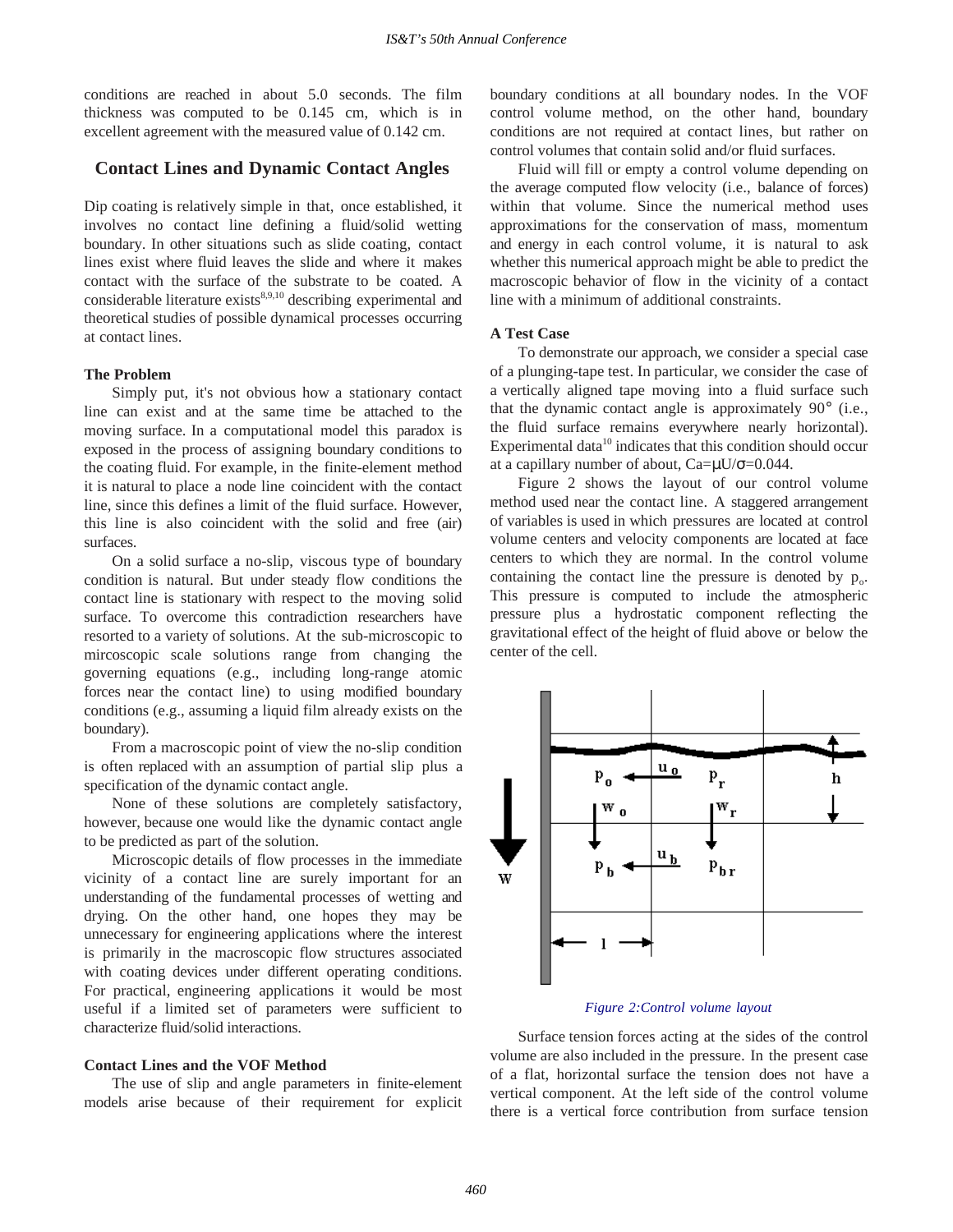conditions are reached in about 5.0 seconds. The film thickness was computed to be 0.145 cm, which is in excellent agreement with the measured value of 0.142 cm.

## Contact Lines and Dynamic Contact Angles

Dip coating is relatively simple in that, once established, it involves no contact line defining a fluid/solid wetting boundary. In other situations such as slide coating, contact lines exist where fluid leaves the slide and where it makes contact with the surface of the substrate to be coated. A considerable literature exists[8,9,10] describing experimental and theoretical studies of possible dynamical processes occurring at contact lines.

### The Problem

Simply put, it's not obvious how a stationary contact line can exist and at the same time be attached to the moving surface. In a computational model this paradox is exposed in the process of assigning boundary conditions to the coating fluid. For example, in the finite-element method it is natural to place a node line coincident with the contact line, since this defines a limit of the fluid surface. However, this line is also coincident with the solid and free (air) surfaces.

On a solid surface a no-slip, viscous type of boundary condition is natural. But under steady flow conditions the contact line is stationary with respect to the moving solid surface. To overcome this contradiction researchers have resorted to a variety of solutions. At the sub-microscopic to mircoscopic scale solutions range from changing the governing equations (e.g., including long-range atomic forces near the contact line) to using modified boundary conditions (e.g., assuming a liquid film already exists on the boundary).

From a macroscopic point of view the no-slip condition is often replaced with an assumption of partial slip plus a specification of the dynamic contact angle.

None of these solutions are completely satisfactory, however, because one would like the dynamic contact angle to be predicted as part of the solution.

Microscopic details of flow processes in the immediate vicinity of a contact line are surely important for an understanding of the fundamental processes of wetting and drying. On the other hand, one hopes they may be unnecessary for engineering applications where the interest is primarily in the macroscopic flow structures associated with coating devices under different operating conditions. For practical, engineering applications it would be most useful if a limited set of parameters were sufficient to characterize fluid/solid interactions.

### Contact Lines and the VOF Method

The use of slip and angle parameters in finite-element models arise because of their requirement for explicit boundary conditions at all boundary nodes. In the VOF control volume method, on the other hand, boundary conditions are not required at contact lines, but rather on control volumes that contain solid and/or fluid surfaces.

Fluid will fill or empty a control volume depending on the average computed flow velocity (i.e., balance of forces) within that volume. Since the numerical method uses approximations for the conservation of mass, momentum and energy in each control volume, it is natural to ask whether this numerical approach might be able to predict the macroscopic behavior of flow in the vicinity of a contact line with a minimum of additional constraints.

### A Test Case

To demonstrate our approach, we consider a special case of a plunging-tape test. In particular, we consider the case of a vertically aligned tape moving into a fluid surface such that the dynamic contact angle is approximately 90° (i.e., the fluid surface remains everywhere nearly horizontal). Experimental data[10] indicates that this condition should occur at a capillary number of about, $Ca=\mu U/\sigma=0.044$.

Figure 2 shows the layout of our control volume method used near the contact line. A staggered arrangement of variables is used in which pressures are located at control volume centers and velocity components are located at face centers to which they are normal. In the control volume containing the contact line the pressure is denoted by $p_o$. This pressure is computed to include the atmospheric pressure plus a hydrostatic component reflecting the gravitational effect of the height of fluid above or below the center of the cell.

*Figure 2: Control volume layout*

Surface tension forces acting at the sides of the control volume are also included in the pressure. In the present case of a flat, horizontal surface the tension does not have a vertical component. At the left side of the control volume there is a vertical force contribution from surface tension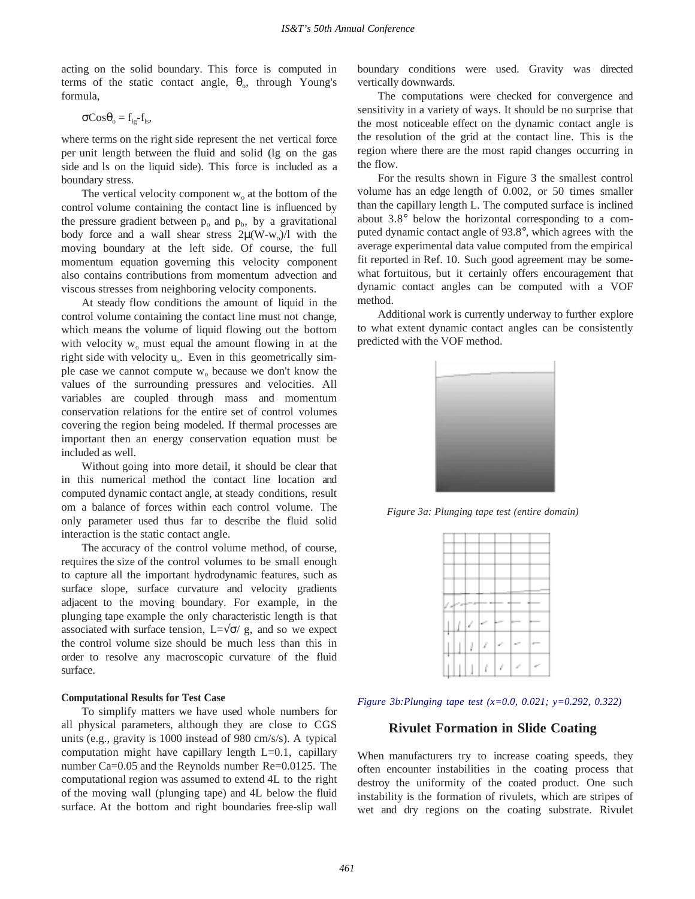acting on the solid boundary. This force is computed in terms of the static contact angle, $\theta_o$, through Young's formula,

$$\sigma \mathrm{Cos}\theta_o = f_{lg} - f_{ls},$$

where terms on the right side represent the net vertical force per unit length between the fluid and solid (lg on the gas side and ls on the liquid side). This force is included as a boundary stress.

The vertical velocity component $w_o$ at the bottom of the control volume containing the contact line is influenced by the pressure gradient between $p_o$ and $p_b$, by a gravitational body force and a wall shear stress $2\mu(W-w_o)/l$ with the moving boundary at the left side. Of course, the full momentum equation governing this velocity component also contains contributions from momentum advection and viscous stresses from neighboring velocity components.

At steady flow conditions the amount of liquid in the control volume containing the contact line must not change, which means the volume of liquid flowing out the bottom with velocity $w_o$ must equal the amount flowing in at the right side with velocity $u_o$. Even in this geometrically simple case we cannot compute $w_o$ because we don't know the values of the surrounding pressures and velocities. All variables are coupled through mass and momentum conservation relations for the entire set of control volumes covering the region being modeled. If thermal processes are important then an energy conservation equation must be included as well.

Without going into more detail, it should be clear that in this numerical method the contact line location and computed dynamic contact angle, at steady conditions, result om a balance of forces within each control volume. The only parameter used thus far to describe the fluid solid interaction is the static contact angle.

The accuracy of the control volume method, of course, requires the size of the control volumes to be small enough to capture all the important hydrodynamic features, such as surface slope, surface curvature and velocity gradients adjacent to the moving boundary. For example, in the plunging tape example the only characteristic length is that associated with surface tension, $L=\sqrt{\sigma}/ g$, and so we expect the control volume size should be much less than this in order to resolve any macroscopic curvature of the fluid surface.

**Computational Results for Test Case**

To simplify matters we have used whole numbers for all physical parameters, although they are close to CGS units (e.g., gravity is 1000 instead of 980 cm/s/s). A typical computation might have capillary length L=0.1, capillary number Ca=0.05 and the Reynolds number Re=0.0125. The computational region was assumed to extend 4L to the right of the moving wall (plunging tape) and 4L below the fluid surface. At the bottom and right boundaries free-slip wall boundary conditions were used. Gravity was directed vertically downwards.

The computations were checked for convergence and sensitivity in a variety of ways. It should be no surprise that the most noticeable effect on the dynamic contact angle is the resolution of the grid at the contact line. This is the region where there are the most rapid changes occurring in the flow.

For the results shown in Figure 3 the smallest control volume has an edge length of 0.002, or 50 times smaller than the capillary length L. The computed surface is inclined about 3.8° below the horizontal corresponding to a computed dynamic contact angle of 93.8°, which agrees with the average experimental data value computed from the empirical fit reported in Ref. 10. Such good agreement may be somewhat fortuitous, but it certainly offers encouragement that dynamic contact angles can be computed with a VOF method.

Additional work is currently underway to further explore to what extent dynamic contact angles can be consistently predicted with the VOF method.

*Figure 3a: Plunging tape test (entire domain)*

*Figure 3b:Plunging tape test (x=0.0, 0.021; y=0.292, 0.322)*

## Rivulet Formation in Slide Coating

When manufacturers try to increase coating speeds, they often encounter instabilities in the coating process that destroy the uniformity of the coated product. One such instability is the formation of rivulets, which are stripes of wet and dry regions on the coating substrate. Rivulet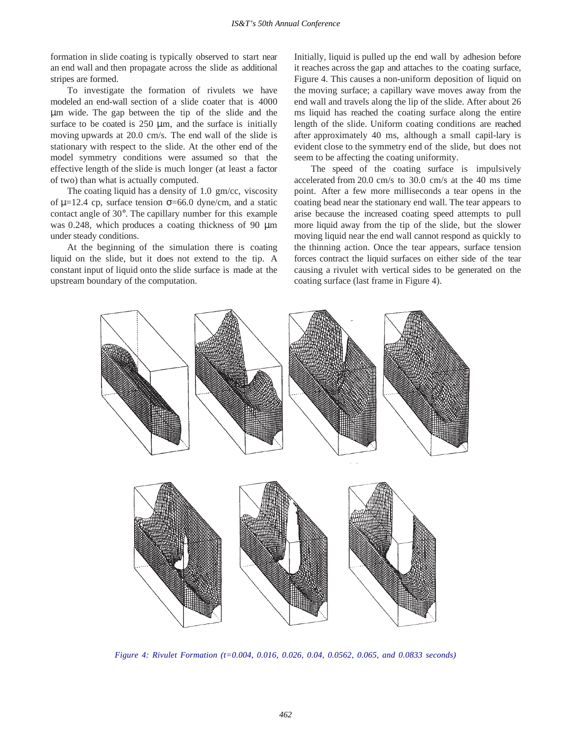formation in slide coating is typically observed to start near an end wall and then propagate across the slide as additional stripes are formed.

To investigate the formation of rivulets we have modeled an end-wall section of a slide coater that is 4000 μm wide. The gap between the tip of the slide and the surface to be coated is 250 μm, and the surface is initially moving upwards at 20.0 cm/s. The end wall of the slide is stationary with respect to the slide. At the other end of the model symmetry conditions were assumed so that the effective length of the slide is much longer (at least a factor of two) than what is actually computed.

The coating liquid has a density of 1.0 gm/cc, viscosity of $\mu$=12.4 cp, surface tension $\sigma$=66.0 dyne/cm, and a static contact angle of 30°. The capillary number for this example was 0.248, which produces a coating thickness of 90 μm under steady conditions.

At the beginning of the simulation there is coating liquid on the slide, but it does not extend to the tip. A constant input of liquid onto the slide surface is made at the upstream boundary of the computation.

Initially, liquid is pulled up the end wall by adhesion before it reaches across the gap and attaches to the coating surface, Figure 4. This causes a non-uniform deposition of liquid on the moving surface; a capillary wave moves away from the end wall and travels along the lip of the slide. After about 26 ms liquid has reached the coating surface along the entire length of the slide. Uniform coating conditions are reached after approximately 40 ms, although a small capil-lary is evident close to the symmetry end of the slide, but does not seem to be affecting the coating uniformity.

The speed of the coating surface is impulsively accelerated from 20.0 cm/s to 30.0 cm/s at the 40 ms time point. After a few more milliseconds a tear opens in the coating bead near the stationary end wall. The tear appears to arise because the increased coating speed attempts to pull more liquid away from the tip of the slide, but the slower moving liquid near the end wall cannot respond as quickly to the thinning action. Once the tear appears, surface tension forces contract the liquid surfaces on either side of the tear causing a rivulet with vertical sides to be generated on the coating surface (last frame in Figure 4).

*Figure 4: Rivulet Formation (t=0.004, 0.016, 0.026, 0.04, 0.0562, 0.065, and 0.0833 seconds)*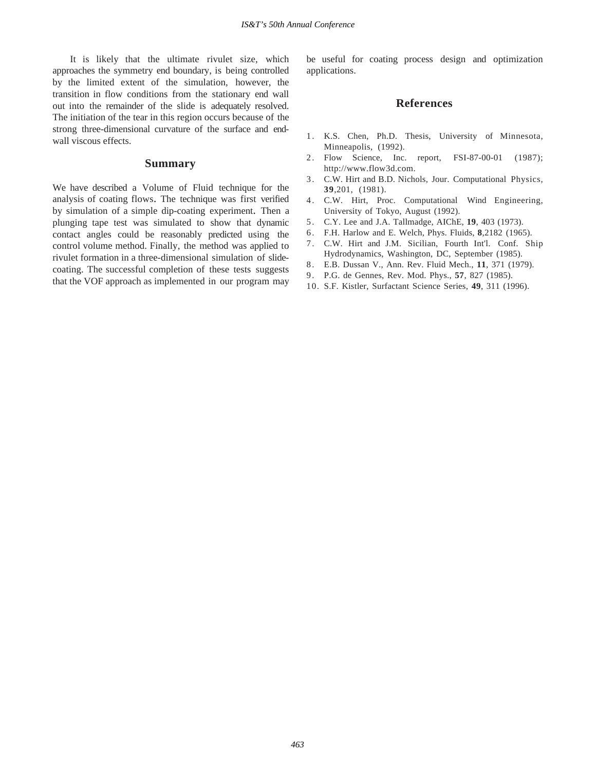It is likely that the ultimate rivulet size, which approaches the symmetry end boundary, is being controlled by the limited extent of the simulation, however, the transition in flow conditions from the stationary end wall out into the remainder of the slide is adequately resolved. The initiation of the tear in this region occurs because of the strong three-dimensional curvature of the surface and end-wall viscous effects.

## Summary

We have described a Volume of Fluid technique for the analysis of coating flows. The technique was first verified by simulation of a simple dip-coating experiment. Then a plunging tape test was simulated to show that dynamic contact angles could be reasonably predicted using the control volume method. Finally, the method was applied to rivulet formation in a three-dimensional simulation of slide-coating. The successful completion of these tests suggests that the VOF approach as implemented in our program may be useful for coating process design and optimization applications.

## References

1. K.S. Chen, Ph.D. Thesis, University of Minnesota, Minneapolis, (1992).
2. Flow Science, Inc. report, FSI-87-00-01 (1987); http://www.flow3d.com.
3. C.W. Hirt and B.D. Nichols, Jour. Computational Physics, **39**,201, (1981).
4. C.W. Hirt, Proc. Computational Wind Engineering, University of Tokyo, August (1992).
5. C.Y. Lee and J.A. Tallmadge, AIChE, **19**, 403 (1973).
6. F.H. Harlow and E. Welch, Phys. Fluids, **8**,2182 (1965).
7. C.W. Hirt and J.M. Sicilian, Fourth Int'l. Conf. Ship Hydrodynamics, Washington, DC, September (1985).
8. E.B. Dussan V., Ann. Rev. Fluid Mech., **11**, 371 (1979).
9. P.G. de Gennes, Rev. Mod. Phys., **57**, 827 (1985).
10. S.F. Kistler, Surfactant Science Series, **49**, 311 (1996).